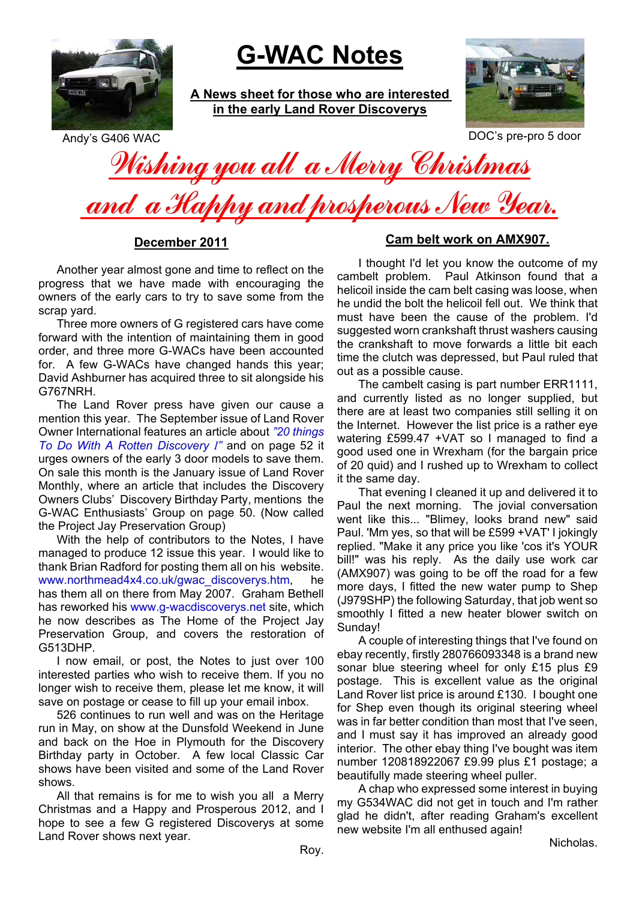# G-WAC Notes

**A News sheet for those who are interested in the early Land Rover Discoverys**

Andy's G406 WAC

DOC's pre-pro 5 door

## *Wishing you all a Merry Christmas and a Happy and prosperous New Year.*

### December 2011

Another year almost gone and time to reflect on the progress that we have made with encouraging the owners of the early cars to try to save some from the scrap yard.

Three more owners of G registered cars have come forward with the intention of maintaining them in good order, and three more G-WACs have been accounted for. A few G-WACs have changed hands this year; David Ashburner has acquired three to sit alongside his G767NRH.

The Land Rover press have given our cause a mention this year. The September issue of Land Rover Owner International features an article about *"20 things To Do With A Rotten Discovery I"* and on page 52 it urges owners of the early 3 door models to save them. On sale this month is the January issue of Land Rover Monthly, where an article that includes the Discovery Owners Clubs' Discovery Birthday Party, mentions the G-WAC Enthusiasts' Group on page 50. (Now called the Project Jay Preservation Group)

With the help of contributors to the Notes, I have managed to produce 12 issue this year. I would like to thank Brian Radford for posting them all on his website. www.northmead4x4.co.uk/gwac_discoverys.htm, he has them all on there from May 2007. Graham Bethell has reworked his www.g-wacdiscoverys.net site, which he now describes as The Home of the Project Jay Preservation Group, and covers the restoration of G513DHP.

I now email, or post, the Notes to just over 100 interested parties who wish to receive them. If you no longer wish to receive them, please let me know, it will save on postage or cease to fill up your email inbox.

526 continues to run well and was on the Heritage run in May, on show at the Dunsfold Weekend in June and back on the Hoe in Plymouth for the Discovery Birthday party in October. A few local Classic Car shows have been visited and some of the Land Rover shows.

All that remains is for me to wish you all a Merry Christmas and a Happy and Prosperous 2012, and I hope to see a few G registered Discoverys at some Land Rover shows next year.

Roy.

### Cam belt work on AMX907.

I thought I'd let you know the outcome of my cambelt problem. Paul Atkinson found that a helicoil inside the cam belt casing was loose, when he undid the bolt the helicoil fell out. We think that must have been the cause of the problem. I'd suggested worn crankshaft thrust washers causing the crankshaft to move forwards a little bit each time the clutch was depressed, but Paul ruled that out as a possible cause.

The cambelt casing is part number ERR1111, and currently listed as no longer supplied, but there are at least two companies still selling it on the Internet. However the list price is a rather eye watering £599.47 +VAT so I managed to find a good used one in Wrexham (for the bargain price of 20 quid) and I rushed up to Wrexham to collect it the same day.

That evening I cleaned it up and delivered it to Paul the next morning. The jovial conversation went like this... "Blimey, looks brand new" said Paul. 'Mm yes, so that will be £599 +VAT' I jokingly replied. "Make it any price you like 'cos it's YOUR bill!" was his reply. As the daily use work car (AMX907) was going to be off the road for a few more days, I fitted the new water pump to Shep (J979SHP) the following Saturday, that job went so smoothly I fitted a new heater blower switch on Sunday!

A couple of interesting things that I've found on ebay recently, firstly 280766093348 is a brand new sonar blue steering wheel for only £15 plus £9 postage. This is excellent value as the original Land Rover list price is around £130. I bought one for Shep even though its original steering wheel was in far better condition than most that I've seen, and I must say it has improved an already good interior. The other ebay thing I've bought was item number 120818922067 £9.99 plus £1 postage; a beautifully made steering wheel puller.

A chap who expressed some interest in buying my G534WAC did not get in touch and I'm rather glad he didn't, after reading Graham's excellent new website I'm all enthused again!

Nicholas.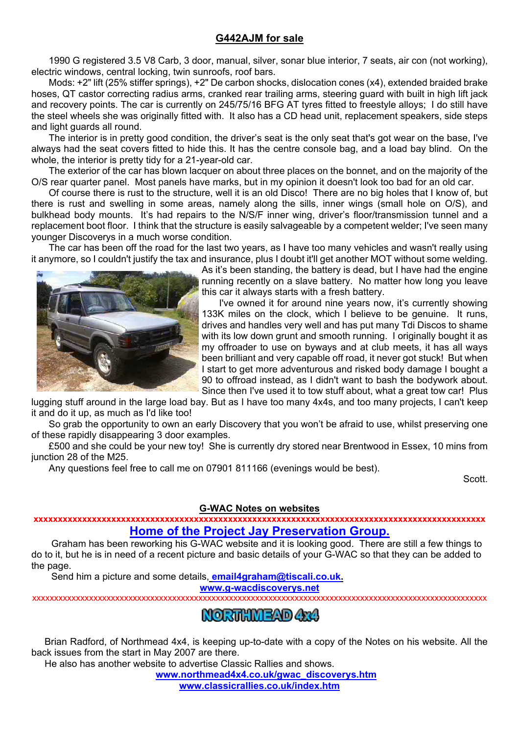## G442AJM for sale

1990 G registered 3.5 V8 Carb, 3 door, manual, silver, sonar blue interior, 7 seats, air con (not working), electric windows, central locking, twin sunroofs, roof bars.

Mods: +2" lift (25% stiffer springs), +2" De carbon shocks, dislocation cones (x4), extended braided brake hoses, QT castor correcting radius arms, cranked rear trailing arms, steering guard with built in high lift jack and recovery points. The car is currently on 245/75/16 BFG AT tyres fitted to freestyle alloys; I do still have the steel wheels she was originally fitted with. It also has a CD head unit, replacement speakers, side steps and light guards all round.

The interior is in pretty good condition, the driver's seat is the only seat that's got wear on the base, I've always had the seat covers fitted to hide this. It has the centre console bag, and a load bay blind. On the whole, the interior is pretty tidy for a 21-year-old car.

The exterior of the car has blown lacquer on about three places on the bonnet, and on the majority of the O/S rear quarter panel. Most panels have marks, but in my opinion it doesn't look too bad for an old car.

Of course there is rust to the structure, well it is an old Disco! There are no big holes that I know of, but there is rust and swelling in some areas, namely along the sills, inner wings (small hole on O/S), and bulkhead body mounts. It's had repairs to the N/S/F inner wing, driver's floor/transmission tunnel and a replacement boot floor. I think that the structure is easily salvageable by a competent welder; I've seen many younger Discoverys in a much worse condition.

The car has been off the road for the last two years, as I have too many vehicles and wasn't really using it anymore, so I couldn't justify the tax and insurance, plus I doubt it'll get another MOT without some welding. As it's been standing, the battery is dead, but I have had the engine running recently on a slave battery. No matter how long you leave this car it always starts with a fresh battery.

I've owned it for around nine years now, it's currently showing 133K miles on the clock, which I believe to be genuine. It runs, drives and handles very well and has put many Tdi Discos to shame with its low down grunt and smooth running. I originally bought it as my offroader to use on byways and at club meets, it has all ways been brilliant and very capable off road, it never got stuck! But when I start to get more adventurous and risked body damage I bought a 90 to offroad instead, as I didn't want to bash the bodywork about. Since then I've used it to tow stuff about, what a great tow car! Plus lugging stuff around in the large load bay. But as I have too many 4x4s, and too many projects, I can't keep it and do it up, as much as I'd like too!

So grab the opportunity to own an early Discovery that you won't be afraid to use, whilst preserving one of these rapidly disappearing 3 door examples.

£500 and she could be your new toy! She is currently dry stored near Brentwood in Essex, 10 mins from junction 28 of the M25.

Any questions feel free to call me on 07901 811166 (evenings would be best).

Scott.

## G-WAC Notes on websites

xxxxxxxxxxxxxxxxxxxxxxxxxxxxxxxxxxxxxxxxxxxxxxxxxxxxxxxxxxxxxxxxxxxxxxxxxxxxxxxxxxxxxxxxxxxxxxxxxx

### Home of the Project Jay Preservation Group.

Graham has been reworking his G-WAC website and it is looking good. There are still a few things to do to it, but he is in need of a recent picture and basic details of your G-WAC so that they can be added to the page.

Send him a picture and some details, **email4graham@tiscali.co.uk**.

**www.g-wacdiscoverys.net**

xxxxxxxxxxxxxxxxxxxxxxxxxxxxxxxxxxxxxxxxxxxxxxxxxxxxxxxxxxxxxxxxxxxxxxxxxxxxxxxxxxxxxxxxxxxxxxxxxx

**NORTHMEAD 4x4**

Brian Radford, of Northmead 4x4, is keeping up-to-date with a copy of the Notes on his website. All the back issues from the start in May 2007 are there.

He also has another website to advertise Classic Rallies and shows.

**www.northmead4x4.co.uk/gwac_discoverys.htm**

**www.classicrallies.co.uk/index.htm**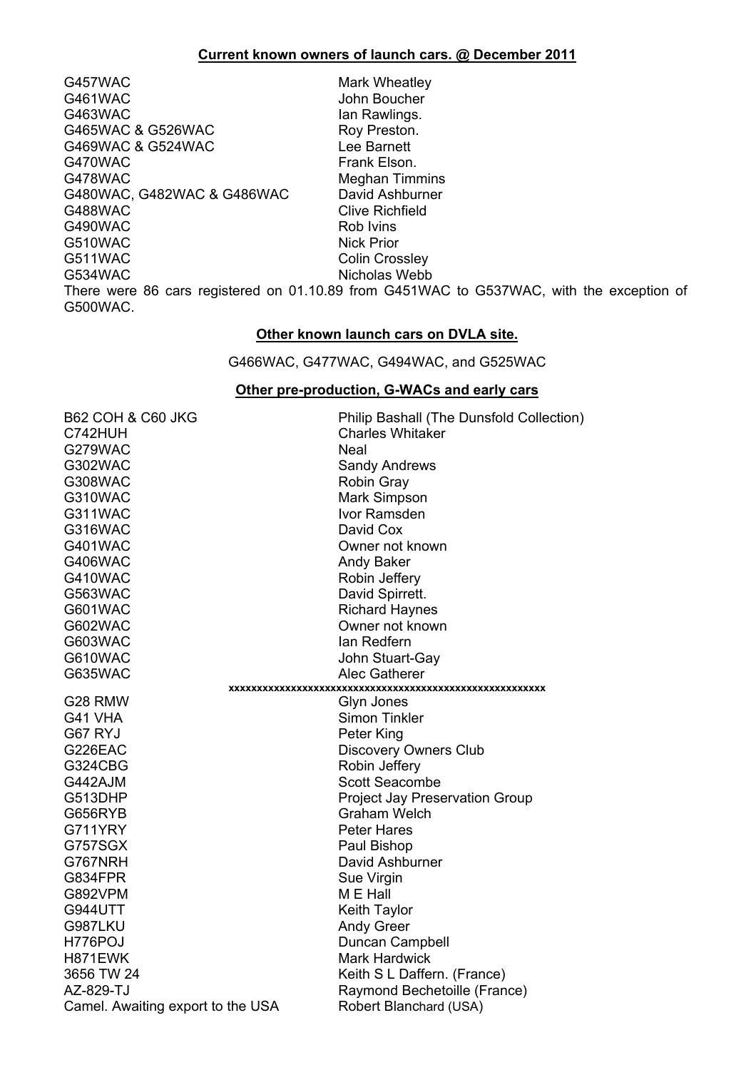## Current known owners of launch cars. @ December 2011

| | |
|---|---|
| G457WAC | Mark Wheatley |
| G461WAC | John Boucher |
| G463WAC | Ian Rawlings. |
| G465WAC & G526WAC | Roy Preston. |
| G469WAC & G524WAC | Lee Barnett |
| G470WAC | Frank Elson. |
| G478WAC | Meghan Timmins |
| G480WAC, G482WAC & G486WAC | David Ashburner |
| G488WAC | Clive Richfield |
| G490WAC | Rob Ivins |
| G510WAC | Nick Prior |
| G511WAC | Colin Crossley |
| G534WAC | Nicholas Webb |

There were 86 cars registered on 01.10.89 from G451WAC to G537WAC, with the exception of G500WAC.

## Other known launch cars on DVLA site.

G466WAC, G477WAC, G494WAC, and G525WAC

## Other pre-production, G-WACs and early cars

| | |
|---|---|
| B62 COH & C60 JKG | Philip Bashall (The Dunsfold Collection) |
| C742HUH | Charles Whitaker |
| G279WAC | Neal |
| G302WAC | Sandy Andrews |
| G308WAC | Robin Gray |
| G310WAC | Mark Simpson |
| G311WAC | Ivor Ramsden |
| G316WAC | David Cox |
| G401WAC | Owner not known |
| G406WAC | Andy Baker |
| G410WAC | Robin Jeffery |
| G563WAC | David Spirrett. |
| G601WAC | Richard Haynes |
| G602WAC | Owner not known |
| G603WAC | Ian Redfern |
| G610WAC | John Stuart-Gay |
| G635WAC | Alec Gatherer |

xxxxxxxxxxxxxxxxxxxxxxxxxxxxxxxxxxxxxxxxxxxxxxxxxxxxxxxxxxx

| | |
|---|---|
| G28 RMW | Glyn Jones |
| G41 VHA | Simon Tinkler |
| G67 RYJ | Peter King |
| G226EAC | Discovery Owners Club |
| G324CBG | Robin Jeffery |
| G442AJM | Scott Seacombe |
| G513DHP | Project Jay Preservation Group |
| G656RYB | Graham Welch |
| G711YRY | Peter Hares |
| G757SGX | Paul Bishop |
| G767NRH | David Ashburner |
| G834FPR | Sue Virgin |
| G892VPM | M E Hall |
| G944UTT | Keith Taylor |
| G987LKU | Andy Greer |
| H776POJ | Duncan Campbell |
| H871EWK | Mark Hardwick |
| 3656 TW 24 | Keith S L Daffern. (France) |
| AZ-829-TJ | Raymond Bechetoille (France) |
| Camel. Awaiting export to the USA | Robert Blanchard (USA) |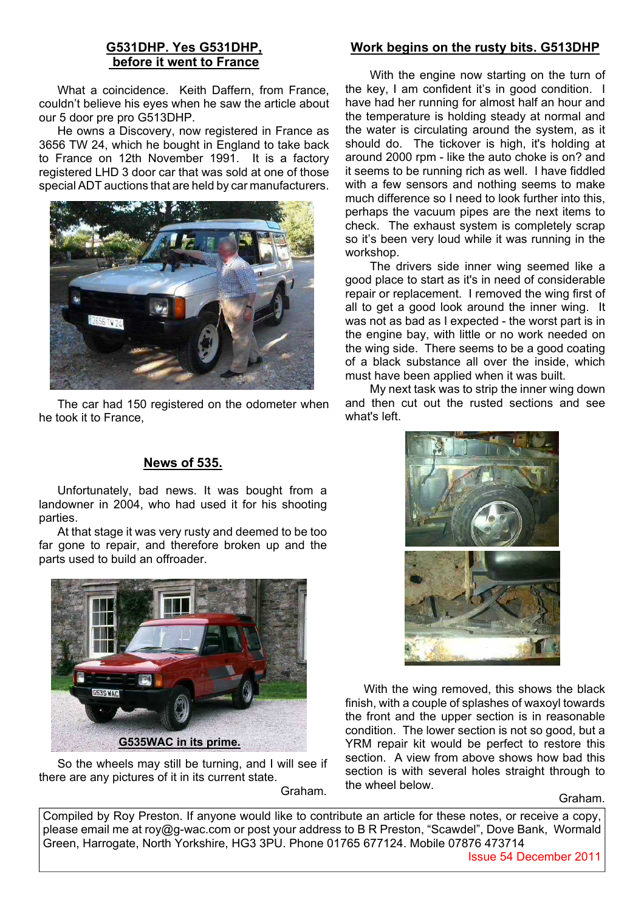## G531DHP. Yes G531DHP, before it went to France

What a coincidence. Keith Daffern, from France, couldn't believe his eyes when he saw the article about our 5 door pre pro G513DHP.

He owns a Discovery, now registered in France as 3656 TW 24, which he bought in England to take back to France on 12th November 1991. It is a factory registered LHD 3 door car that was sold at one of those special ADT auctions that are held by car manufacturers.

The car had 150 registered on the odometer when he took it to France,

## News of 535.

Unfortunately, bad news. It was bought from a landowner in 2004, who had used it for his shooting parties.

At that stage it was very rusty and deemed to be too far gone to repair, and therefore broken up and the parts used to build an offroader.

**G535WAC in its prime.**

So the wheels may still be turning, and I will see if there are any pictures of it in its current state.

Graham.

## Work begins on the rusty bits. G513DHP

With the engine now starting on the turn of the key, I am confident it's in good condition. I have had her running for almost half an hour and the temperature is holding steady at normal and the water is circulating around the system, as it should do. The tickover is high, it's holding at around 2000 rpm - like the auto choke is on? and it seems to be running rich as well. I have fiddled with a few sensors and nothing seems to make much difference so I need to look further into this, perhaps the vacuum pipes are the next items to check. The exhaust system is completely scrap so it's been very loud while it was running in the workshop.

The drivers side inner wing seemed like a good place to start as it's in need of considerable repair or replacement. I removed the wing first of all to get a good look around the inner wing. It was not as bad as I expected - the worst part is in the engine bay, with little or no work needed on the wing side. There seems to be a good coating of a black substance all over the inside, which must have been applied when it was built.

My next task was to strip the inner wing down and then cut out the rusted sections and see what's left.

With the wing removed, this shows the black finish, with a couple of splashes of waxoyl towards the front and the upper section is in reasonable condition. The lower section is not so good, but a YRM repair kit would be perfect to restore this section. A view from above shows how bad this section is with several holes straight through to the wheel below.

Graham.

Compiled by Roy Preston. If anyone would like to contribute an article for these notes, or receive a copy, please email me at roy@g-wac.com or post your address to B R Preston, "Scawdel", Dove Bank, Wormald Green, Harrogate, North Yorkshire, HG3 3PU. Phone 01765 677124. Mobile 07876 473714

Issue 54 December 2011